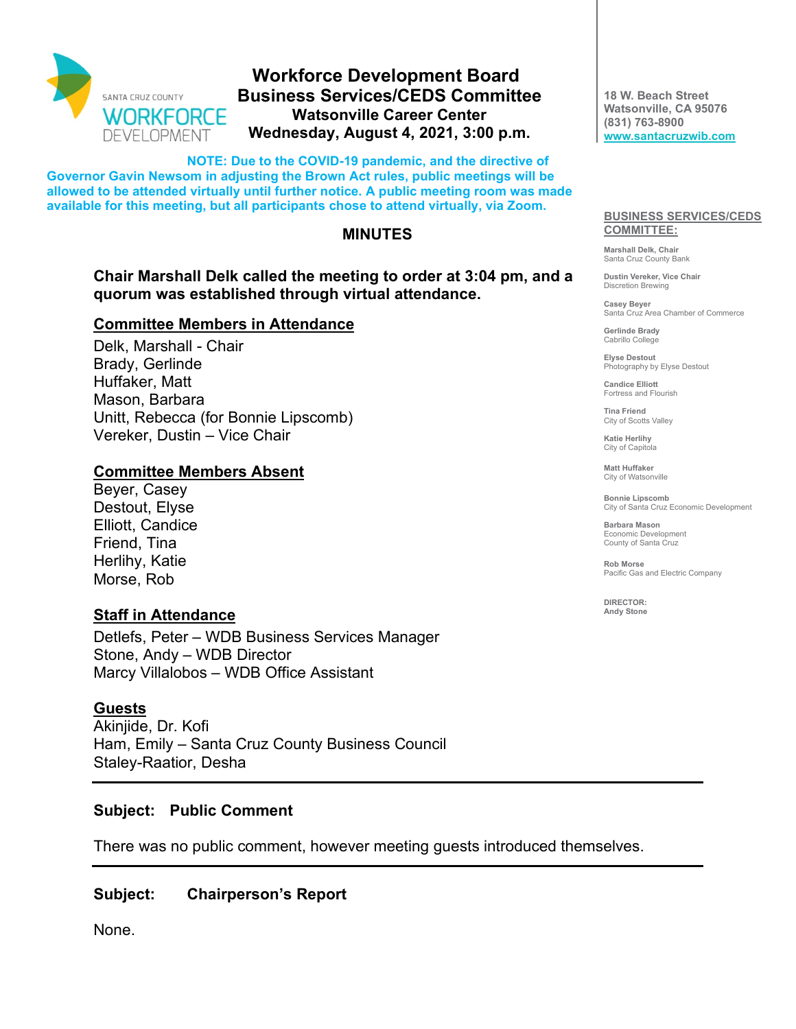SANTA CRUZ COUNTY WORKFORCE DEVELOPMENT

# Workforce Development Board
## Business Services/CEDS Committee
### Watsonville Career Center
### Wednesday, August 4, 2021, 3:00 p.m.

18 W. Beach Street
Watsonville, CA 95076
(831) 763-8900
www.santacruzwib.com

**NOTE: Due to the COVID-19 pandemic, and the directive of Governor Gavin Newsom in adjusting the Brown Act rules, public meetings will be allowed to be attended virtually until further notice. A public meeting room was made available for this meeting, but all participants chose to attend virtually, via Zoom.**

**BUSINESS SERVICES/CEDS COMMITTEE:**

**Marshall Delk, Chair**
Santa Cruz County Bank

**Dustin Vereker, Vice Chair**
Discretion Brewing

**Casey Beyer**
Santa Cruz Area Chamber of Commerce

**Gerlinde Brady**
Cabrillo College

**Elyse Destout**
Photography by Elyse Destout

**Candice Elliott**
Fortress and Flourish

**Tina Friend**
City of Scotts Valley

**Katie Herlihy**
City of Capitola

**Matt Huffaker**
City of Watsonville

**Bonnie Lipscomb**
City of Santa Cruz Economic Development

**Barbara Mason**
Economic Development
County of Santa Cruz

**Rob Morse**
Pacific Gas and Electric Company

**DIRECTOR:**
**Andy Stone**

## MINUTES

**Chair Marshall Delk called the meeting to order at 3:04 pm, and a quorum was established through virtual attendance.**

### Committee Members in Attendance

Delk, Marshall - Chair
Brady, Gerlinde
Huffaker, Matt
Mason, Barbara
Unitt, Rebecca (for Bonnie Lipscomb)
Vereker, Dustin – Vice Chair

### Committee Members Absent

Beyer, Casey
Destout, Elyse
Elliott, Candice
Friend, Tina
Herlihy, Katie
Morse, Rob

### Staff in Attendance

Detlefs, Peter – WDB Business Services Manager
Stone, Andy – WDB Director
Marcy Villalobos – WDB Office Assistant

### Guests

Akinjide, Dr. Kofi
Ham, Emily – Santa Cruz County Business Council
Staley-Raatior, Desha

---

**Subject: Public Comment**

There was no public comment, however meeting guests introduced themselves.

---

**Subject: Chairperson's Report**

None.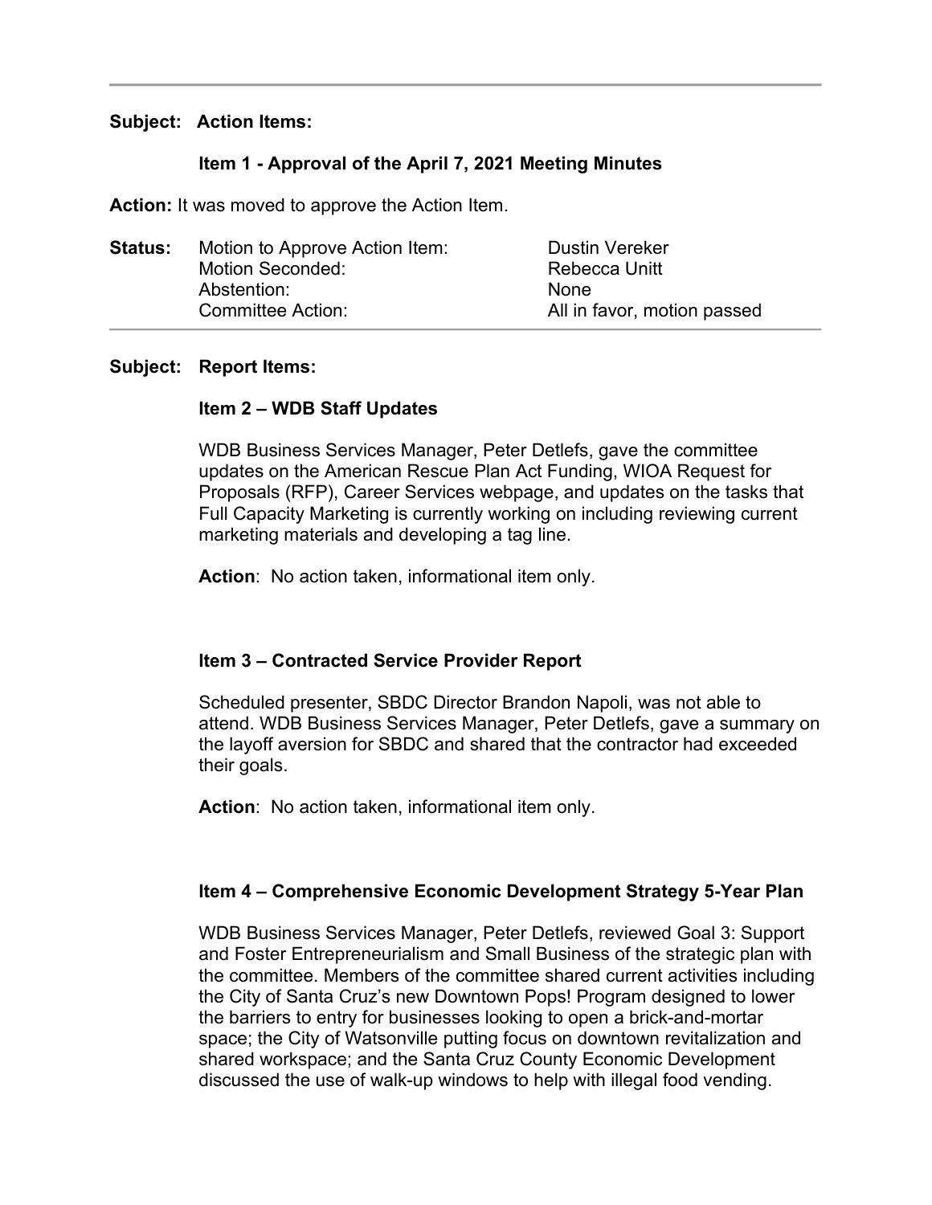**Subject: Action Items:**

**Item 1 - Approval of the April 7, 2021 Meeting Minutes**

**Action:** It was moved to approve the Action Item.

| **Status:** | | |
|---|---|---|
| | Motion to Approve Action Item: | Dustin Vereker |
| | Motion Seconded: | Rebecca Unitt |
| | Abstention: | None |
| | Committee Action: | All in favor, motion passed |

---

**Subject: Report Items:**

**Item 2 – WDB Staff Updates**

WDB Business Services Manager, Peter Detlefs, gave the committee updates on the American Rescue Plan Act Funding, WIOA Request for Proposals (RFP), Career Services webpage, and updates on the tasks that Full Capacity Marketing is currently working on including reviewing current marketing materials and developing a tag line.

**Action**: No action taken, informational item only.

**Item 3 – Contracted Service Provider Report**

Scheduled presenter, SBDC Director Brandon Napoli, was not able to attend. WDB Business Services Manager, Peter Detlefs, gave a summary on the layoff aversion for SBDC and shared that the contractor had exceeded their goals.

**Action**: No action taken, informational item only.

**Item 4 – Comprehensive Economic Development Strategy 5-Year Plan**

WDB Business Services Manager, Peter Detlefs, reviewed Goal 3: Support and Foster Entrepreneurialism and Small Business of the strategic plan with the committee. Members of the committee shared current activities including the City of Santa Cruz's new Downtown Pops! Program designed to lower the barriers to entry for businesses looking to open a brick-and-mortar space; the City of Watsonville putting focus on downtown revitalization and shared workspace; and the Santa Cruz County Economic Development discussed the use of walk-up windows to help with illegal food vending.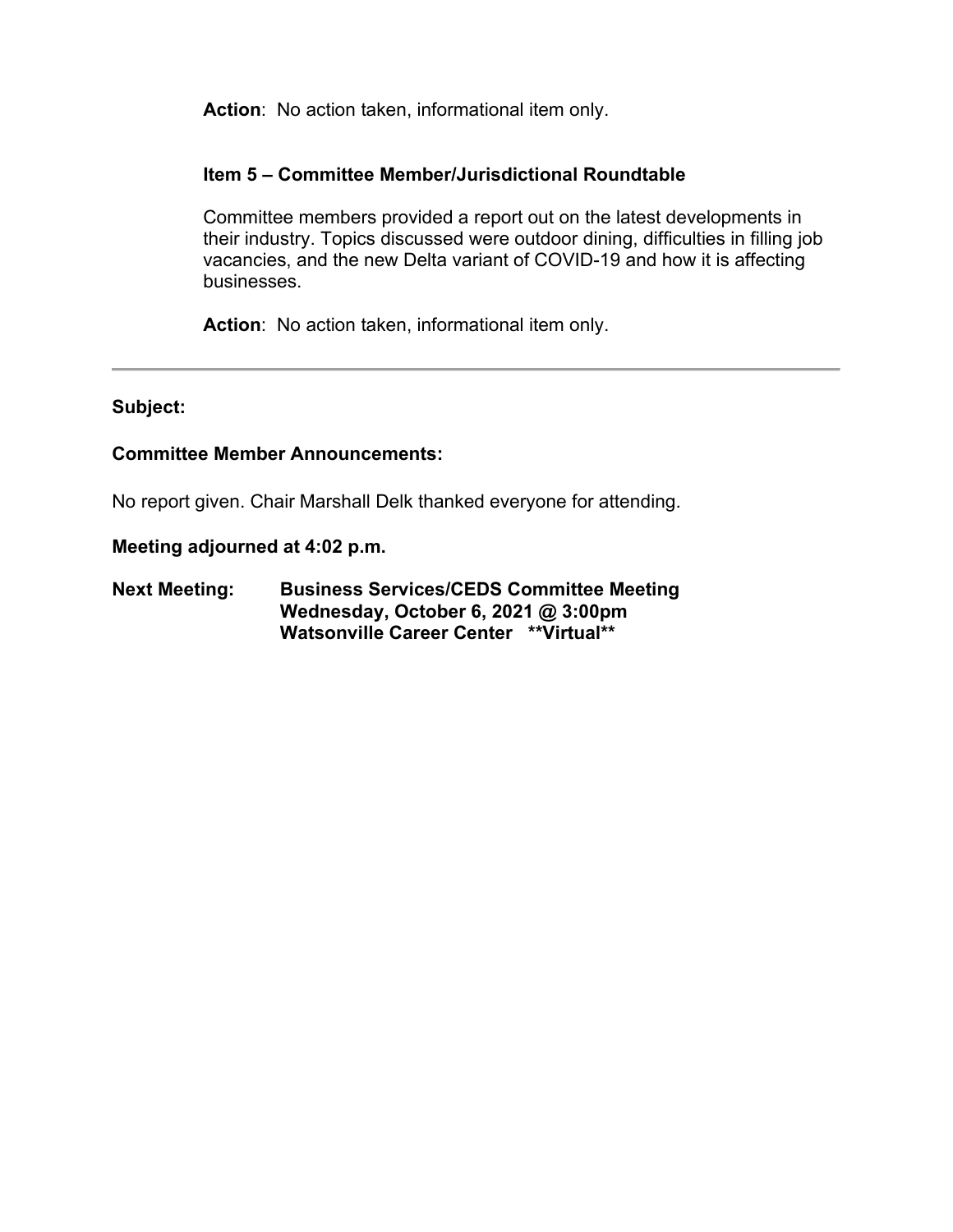**Action**: No action taken, informational item only.

**Item 5 – Committee Member/Jurisdictional Roundtable**

Committee members provided a report out on the latest developments in their industry. Topics discussed were outdoor dining, difficulties in filling job vacancies, and the new Delta variant of COVID-19 and how it is affecting businesses.

**Action**: No action taken, informational item only.

---

**Subject:**

**Committee Member Announcements:**

No report given. Chair Marshall Delk thanked everyone for attending.

**Meeting adjourned at 4:02 p.m.**

**Next Meeting:** **Business Services/CEDS Committee Meeting**
**Wednesday, October 6, 2021 @ 3:00pm**
**Watsonville Career Center \*\*Virtual\*\***